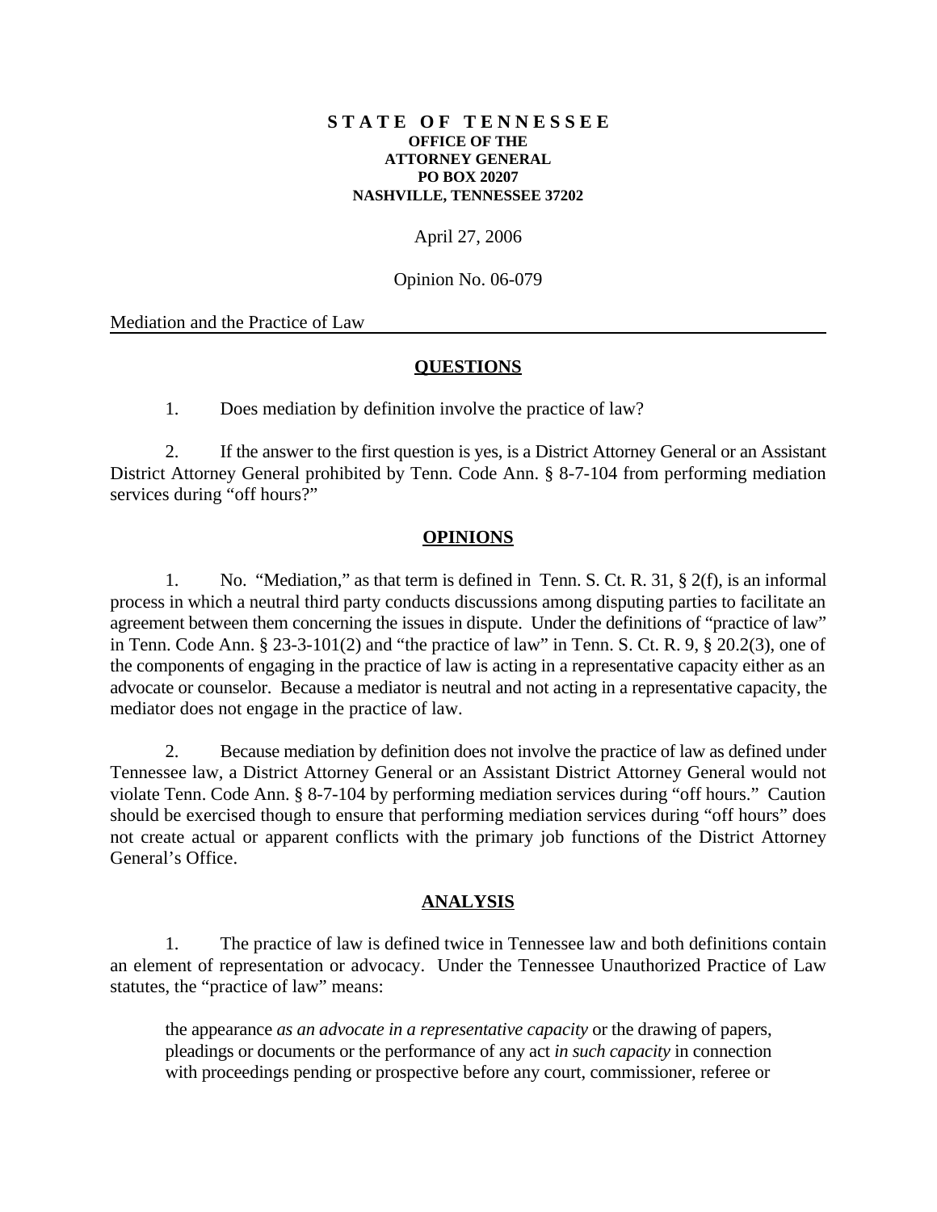**STATE OF TENNESSEE**
**OFFICE OF THE ATTORNEY GENERAL**
**PO BOX 20207**
**NASHVILLE, TENNESSEE 37202**

April 27, 2006

Opinion No. 06-079

Mediation and the Practice of Law

## QUESTIONS

1. Does mediation by definition involve the practice of law?

2. If the answer to the first question is yes, is a District Attorney General or an Assistant District Attorney General prohibited by Tenn. Code Ann. § 8-7-104 from performing mediation services during "off hours?"

## OPINIONS

1. No. "Mediation," as that term is defined in Tenn. S. Ct. R. 31, § 2(f), is an informal process in which a neutral third party conducts discussions among disputing parties to facilitate an agreement between them concerning the issues in dispute. Under the definitions of "practice of law" in Tenn. Code Ann. § 23-3-101(2) and "the practice of law" in Tenn. S. Ct. R. 9, § 20.2(3), one of the components of engaging in the practice of law is acting in a representative capacity either as an advocate or counselor. Because a mediator is neutral and not acting in a representative capacity, the mediator does not engage in the practice of law.

2. Because mediation by definition does not involve the practice of law as defined under Tennessee law, a District Attorney General or an Assistant District Attorney General would not violate Tenn. Code Ann. § 8-7-104 by performing mediation services during "off hours." Caution should be exercised though to ensure that performing mediation services during "off hours" does not create actual or apparent conflicts with the primary job functions of the District Attorney General's Office.

## ANALYSIS

1. The practice of law is defined twice in Tennessee law and both definitions contain an element of representation or advocacy. Under the Tennessee Unauthorized Practice of Law statutes, the "practice of law" means:

> the appearance *as an advocate in a representative capacity* or the drawing of papers, pleadings or documents or the performance of any act *in such capacity* in connection with proceedings pending or prospective before any court, commissioner, referee or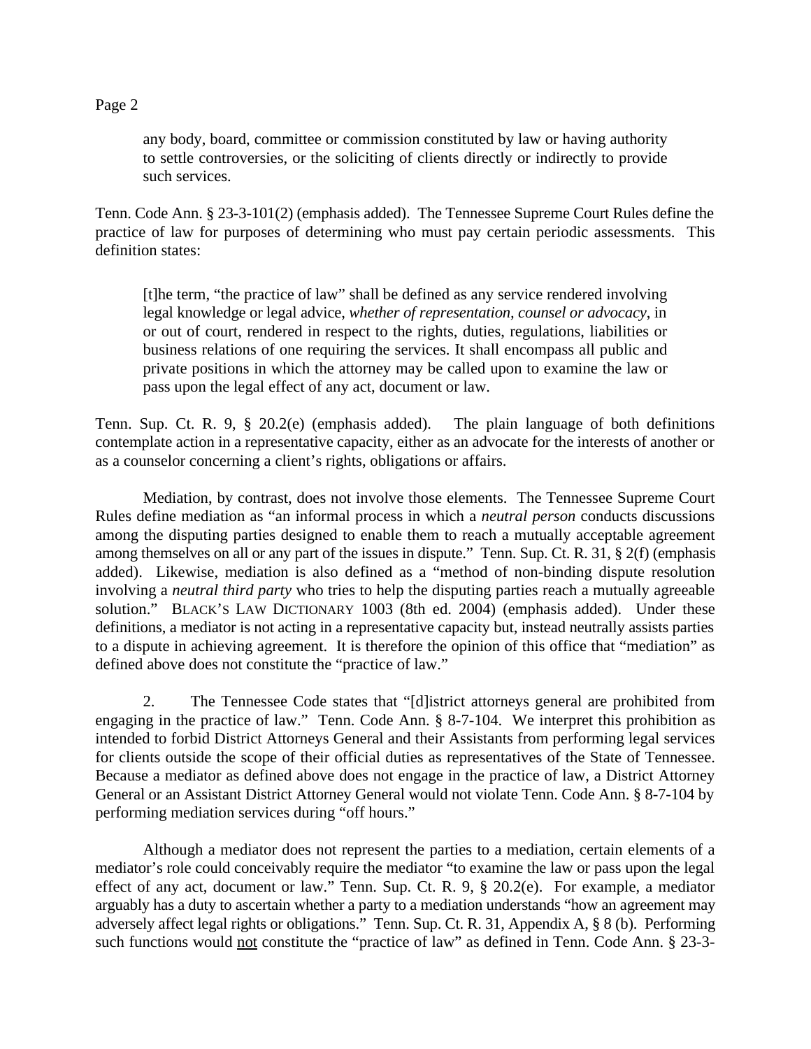> any body, board, committee or commission constituted by law or having authority to settle controversies, or the soliciting of clients directly or indirectly to provide such services.

Tenn. Code Ann. § 23-3-101(2) (emphasis added). The Tennessee Supreme Court Rules define the practice of law for purposes of determining who must pay certain periodic assessments. This definition states:

> [t]he term, "the practice of law" shall be defined as any service rendered involving legal knowledge or legal advice, *whether of representation, counsel or advocacy*, in or out of court, rendered in respect to the rights, duties, regulations, liabilities or business relations of one requiring the services. It shall encompass all public and private positions in which the attorney may be called upon to examine the law or pass upon the legal effect of any act, document or law.

Tenn. Sup. Ct. R. 9, § 20.2(e) (emphasis added). The plain language of both definitions contemplate action in a representative capacity, either as an advocate for the interests of another or as a counselor concerning a client's rights, obligations or affairs.

Mediation, by contrast, does not involve those elements. The Tennessee Supreme Court Rules define mediation as "an informal process in which a *neutral person* conducts discussions among the disputing parties designed to enable them to reach a mutually acceptable agreement among themselves on all or any part of the issues in dispute." Tenn. Sup. Ct. R. 31, § 2(f) (emphasis added). Likewise, mediation is also defined as a "method of non-binding dispute resolution involving a *neutral third party* who tries to help the disputing parties reach a mutually agreeable solution." BLACK'S LAW DICTIONARY 1003 (8th ed. 2004) (emphasis added). Under these definitions, a mediator is not acting in a representative capacity but, instead neutrally assists parties to a dispute in achieving agreement. It is therefore the opinion of this office that "mediation" as defined above does not constitute the "practice of law."

2. The Tennessee Code states that "[d]istrict attorneys general are prohibited from engaging in the practice of law." Tenn. Code Ann. § 8-7-104. We interpret this prohibition as intended to forbid District Attorneys General and their Assistants from performing legal services for clients outside the scope of their official duties as representatives of the State of Tennessee. Because a mediator as defined above does not engage in the practice of law, a District Attorney General or an Assistant District Attorney General would not violate Tenn. Code Ann. § 8-7-104 by performing mediation services during "off hours."

Although a mediator does not represent the parties to a mediation, certain elements of a mediator's role could conceivably require the mediator "to examine the law or pass upon the legal effect of any act, document or law." Tenn. Sup. Ct. R. 9, § 20.2(e). For example, a mediator arguably has a duty to ascertain whether a party to a mediation understands "how an agreement may adversely affect legal rights or obligations." Tenn. Sup. Ct. R. 31, Appendix A, § 8 (b). Performing such functions would <u>not</u> constitute the "practice of law" as defined in Tenn. Code Ann. § 23-3-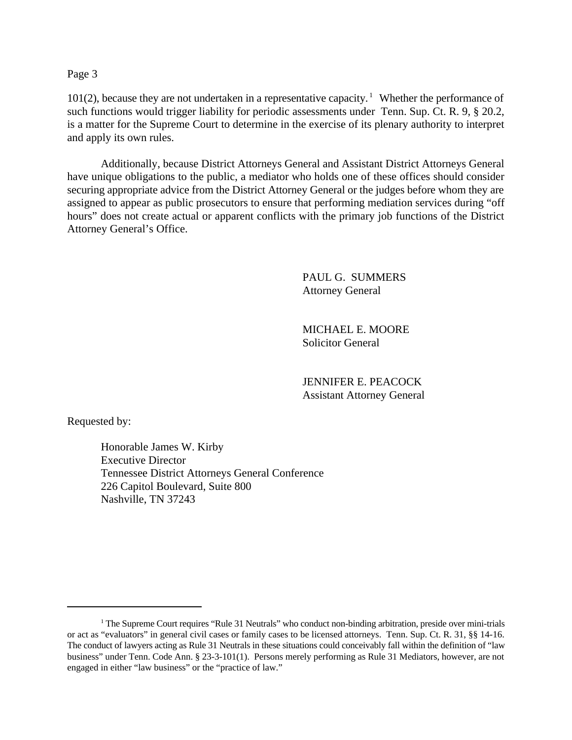101(2), because they are not undertaken in a representative capacity.[1] Whether the performance of such functions would trigger liability for periodic assessments under Tenn. Sup. Ct. R. 9, § 20.2, is a matter for the Supreme Court to determine in the exercise of its plenary authority to interpret and apply its own rules.

Additionally, because District Attorneys General and Assistant District Attorneys General have unique obligations to the public, a mediator who holds one of these offices should consider securing appropriate advice from the District Attorney General or the judges before whom they are assigned to appear as public prosecutors to ensure that performing mediation services during "off hours" does not create actual or apparent conflicts with the primary job functions of the District Attorney General's Office.

PAUL G. SUMMERS
Attorney General

MICHAEL E. MOORE
Solicitor General

JENNIFER E. PEACOCK
Assistant Attorney General

Requested by:

Honorable James W. Kirby
Executive Director
Tennessee District Attorneys General Conference
226 Capitol Boulevard, Suite 800
Nashville, TN 37243

---

[1] The Supreme Court requires "Rule 31 Neutrals" who conduct non-binding arbitration, preside over mini-trials or act as "evaluators" in general civil cases or family cases to be licensed attorneys. Tenn. Sup. Ct. R. 31, §§ 14-16. The conduct of lawyers acting as Rule 31 Neutrals in these situations could conceivably fall within the definition of "law business" under Tenn. Code Ann. § 23-3-101(1). Persons merely performing as Rule 31 Mediators, however, are not engaged in either "law business" or the "practice of law."